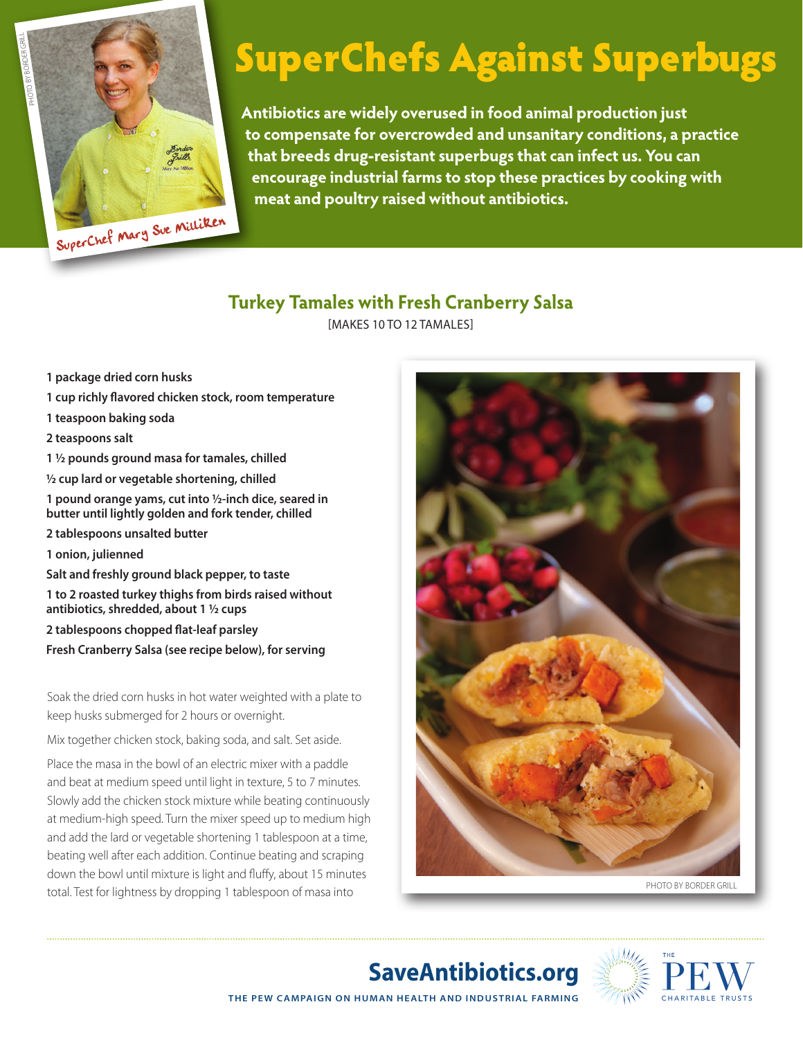# SuperChefs Against Superbugs

**Antibiotics are widely overused in food animal production just to compensate for overcrowded and unsanitary conditions, a practice that breeds drug-resistant superbugs that can infect us. You can encourage industrial farms to stop these practices by cooking with meat and poultry raised without antibiotics.**

PHOTO BY BORDER GRILL

SuperChef Mary Sue Milliken

## Turkey Tamales with Fresh Cranberry Salsa

[MAKES 10 TO 12 TAMALES]

**1 package dried corn husks**

**1 cup richly flavored chicken stock, room temperature**

**1 teaspoon baking soda**

**2 teaspoons salt**

**1 ½ pounds ground masa for tamales, chilled**

**½ cup lard or vegetable shortening, chilled**

**1 pound orange yams, cut into ½-inch dice, seared in butter until lightly golden and fork tender, chilled**

**2 tablespoons unsalted butter**

**1 onion, julienned**

**Salt and freshly ground black pepper, to taste**

**1 to 2 roasted turkey thighs from birds raised without antibiotics, shredded, about 1 ½ cups**

**2 tablespoons chopped flat-leaf parsley**

**Fresh Cranberry Salsa (see recipe below), for serving**

Soak the dried corn husks in hot water weighted with a plate to keep husks submerged for 2 hours or overnight.

Mix together chicken stock, baking soda, and salt. Set aside.

Place the masa in the bowl of an electric mixer with a paddle and beat at medium speed until light in texture, 5 to 7 minutes. Slowly add the chicken stock mixture while beating continuously at medium-high speed. Turn the mixer speed up to medium high and add the lard or vegetable shortening 1 tablespoon at a time, beating well after each addition. Continue beating and scraping down the bowl until mixture is light and fluffy, about 15 minutes total. Test for lightness by dropping 1 tablespoon of masa into

PHOTO BY BORDER GRILL

**SaveAntibiotics.org**

THE PEW CAMPAIGN ON HUMAN HEALTH AND INDUSTRIAL FARMING

THE PEW CHARITABLE TRUSTS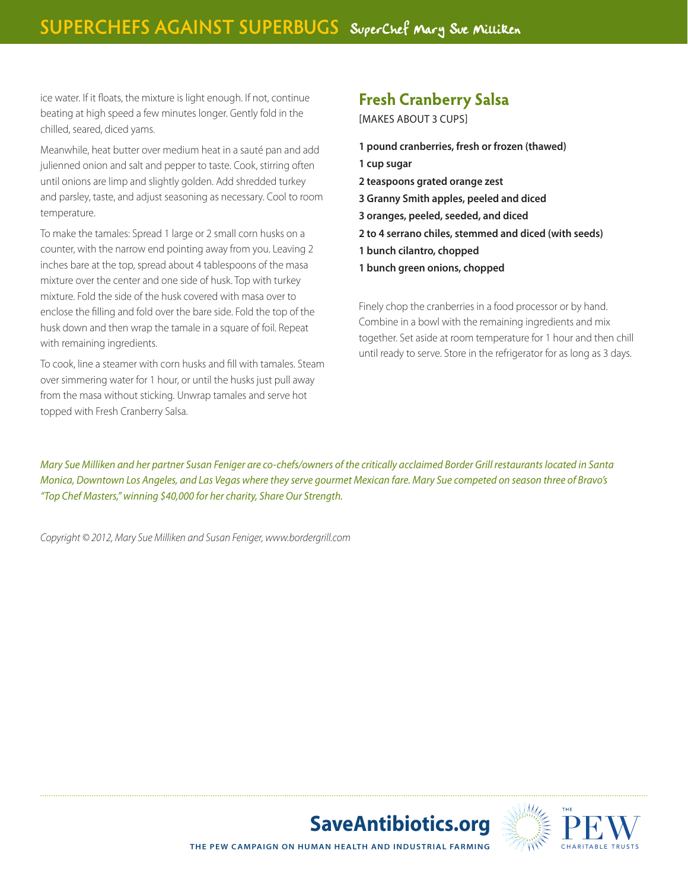ice water. If it floats, the mixture is light enough. If not, continue beating at high speed a few minutes longer. Gently fold in the chilled, seared, diced yams.

Meanwhile, heat butter over medium heat in a sauté pan and add julienned onion and salt and pepper to taste. Cook, stirring often until onions are limp and slightly golden. Add shredded turkey and parsley, taste, and adjust seasoning as necessary. Cool to room temperature.

To make the tamales: Spread 1 large or 2 small corn husks on a counter, with the narrow end pointing away from you. Leaving 2 inches bare at the top, spread about 4 tablespoons of the masa mixture over the center and one side of husk. Top with turkey mixture. Fold the side of the husk covered with masa over to enclose the filling and fold over the bare side. Fold the top of the husk down and then wrap the tamale in a square of foil. Repeat with remaining ingredients.

To cook, line a steamer with corn husks and fill with tamales. Steam over simmering water for 1 hour, or until the husks just pull away from the masa without sticking. Unwrap tamales and serve hot topped with Fresh Cranberry Salsa.

## Fresh Cranberry Salsa

[MAKES ABOUT 3 CUPS]

**1 pound cranberries, fresh or frozen (thawed)**
**1 cup sugar**
**2 teaspoons grated orange zest**
**3 Granny Smith apples, peeled and diced**
**3 oranges, peeled, seeded, and diced**
**2 to 4 serrano chiles, stemmed and diced (with seeds)**
**1 bunch cilantro, chopped**
**1 bunch green onions, chopped**

Finely chop the cranberries in a food processor or by hand. Combine in a bowl with the remaining ingredients and mix together. Set aside at room temperature for 1 hour and then chill until ready to serve. Store in the refrigerator for as long as 3 days.

*Mary Sue Milliken and her partner Susan Feniger are co-chefs/owners of the critically acclaimed Border Grill restaurants located in Santa Monica, Downtown Los Angeles, and Las Vegas where they serve gourmet Mexican fare. Mary Sue competed on season three of Bravo's "Top Chef Masters," winning $40,000 for her charity, Share Our Strength.*

*Copyright © 2012, Mary Sue Milliken and Susan Feniger, www.bordergrill.com*